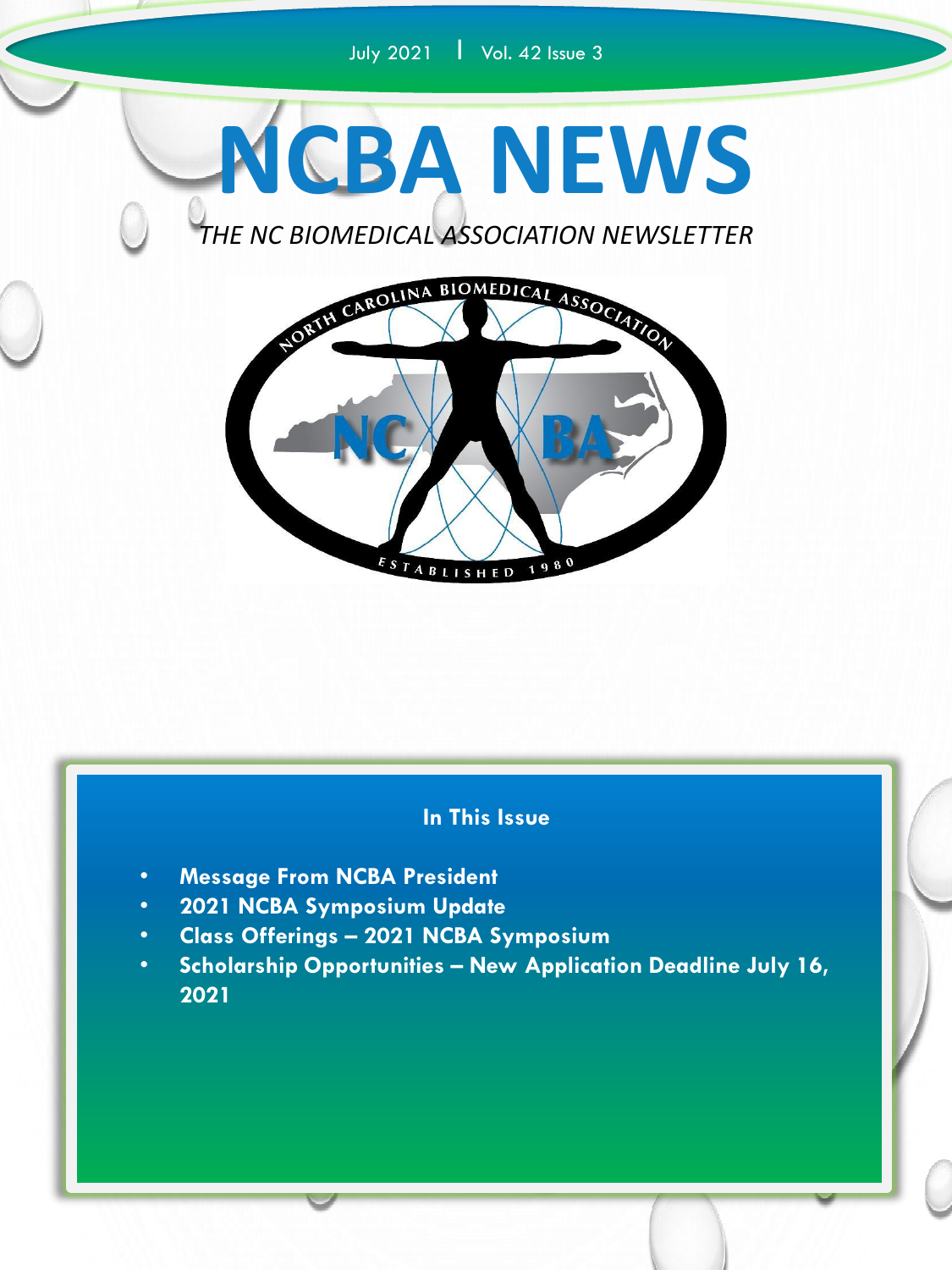July 2021 | Vol. 42 Issue 3

# NCBA NEWS

*THE NC BIOMEDICAL ASSOCIATION NEWSLETTER*

NORTH CAROLINA BIOMEDICAL ASSOCIATION

NC BA

ESTABLISHED 1980

### In This Issue

- **Message From NCBA President**
- **2021 NCBA Symposium Update**
- **Class Offerings – 2021 NCBA Symposium**
- **Scholarship Opportunities – New Application Deadline July 16, 2021**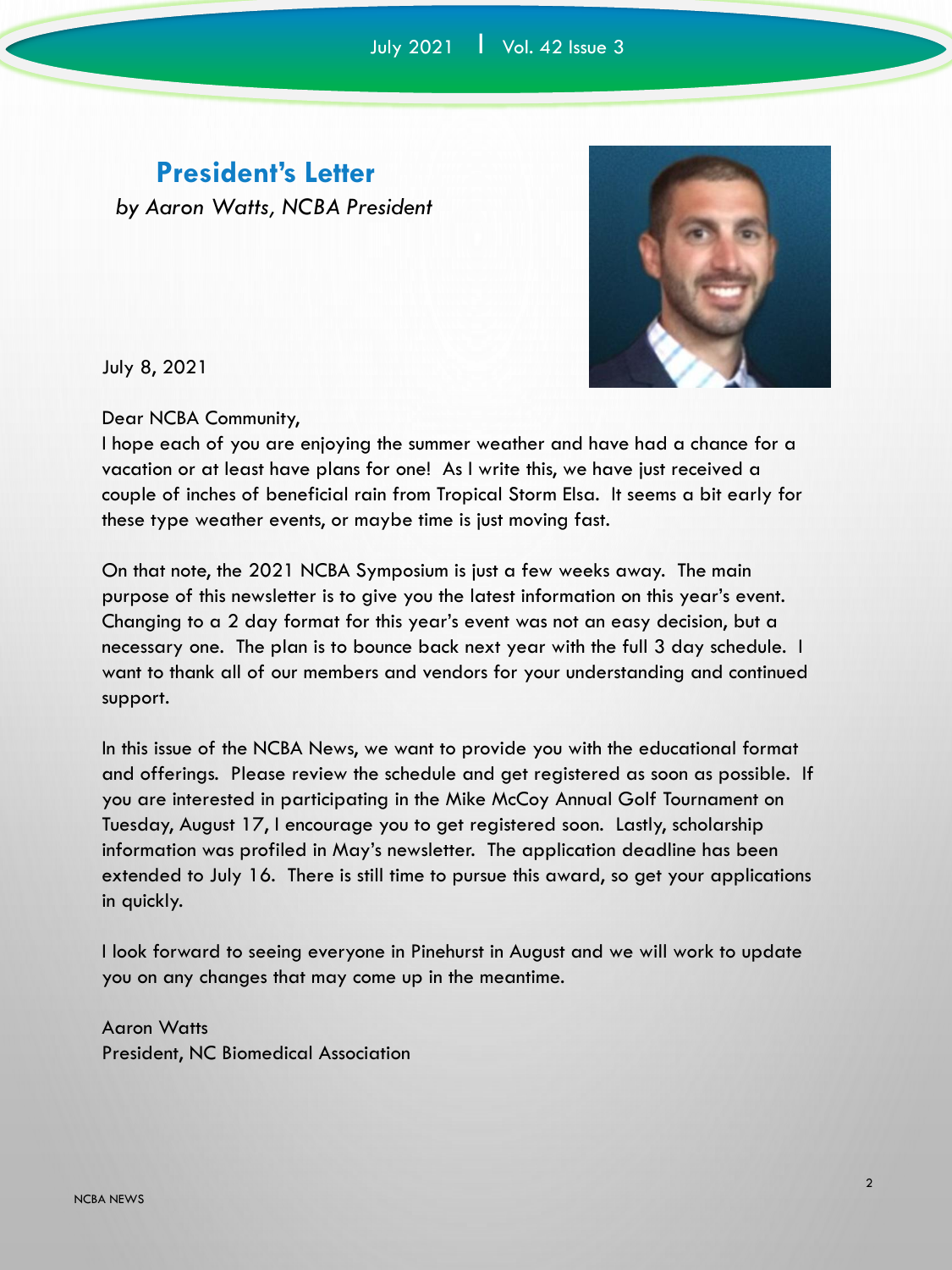## President's Letter

*by Aaron Watts, NCBA President*

July 8, 2021

Dear NCBA Community,

I hope each of you are enjoying the summer weather and have had a chance for a vacation or at least have plans for one! As I write this, we have just received a couple of inches of beneficial rain from Tropical Storm Elsa. It seems a bit early for these type weather events, or maybe time is just moving fast.

On that note, the 2021 NCBA Symposium is just a few weeks away. The main purpose of this newsletter is to give you the latest information on this year's event. Changing to a 2 day format for this year's event was not an easy decision, but a necessary one. The plan is to bounce back next year with the full 3 day schedule. I want to thank all of our members and vendors for your understanding and continued support.

In this issue of the NCBA News, we want to provide you with the educational format and offerings. Please review the schedule and get registered as soon as possible. If you are interested in participating in the Mike McCoy Annual Golf Tournament on Tuesday, August 17, I encourage you to get registered soon. Lastly, scholarship information was profiled in May's newsletter. The application deadline has been extended to July 16. There is still time to pursue this award, so get your applications in quickly.

I look forward to seeing everyone in Pinehurst in August and we will work to update you on any changes that may come up in the meantime.

Aaron Watts
President, NC Biomedical Association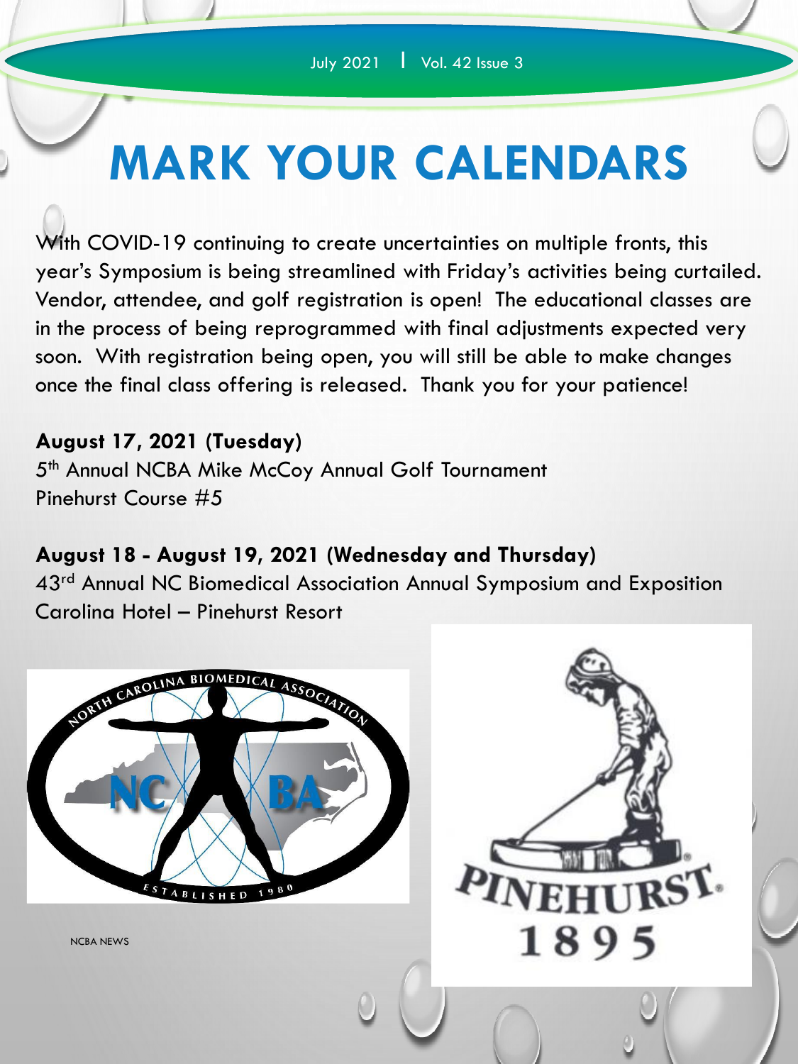# MARK YOUR CALENDARS

With COVID-19 continuing to create uncertainties on multiple fronts, this year's Symposium is being streamlined with Friday's activities being curtailed. Vendor, attendee, and golf registration is open! The educational classes are in the process of being reprogrammed with final adjustments expected very soon. With registration being open, you will still be able to make changes once the final class offering is released. Thank you for your patience!

**August 17, 2021 (Tuesday)**
5th Annual NCBA Mike McCoy Annual Golf Tournament
Pinehurst Course #5

**August 18 - August 19, 2021 (Wednesday and Thursday)**
43rd Annual NC Biomedical Association Annual Symposium and Exposition
Carolina Hotel – Pinehurst Resort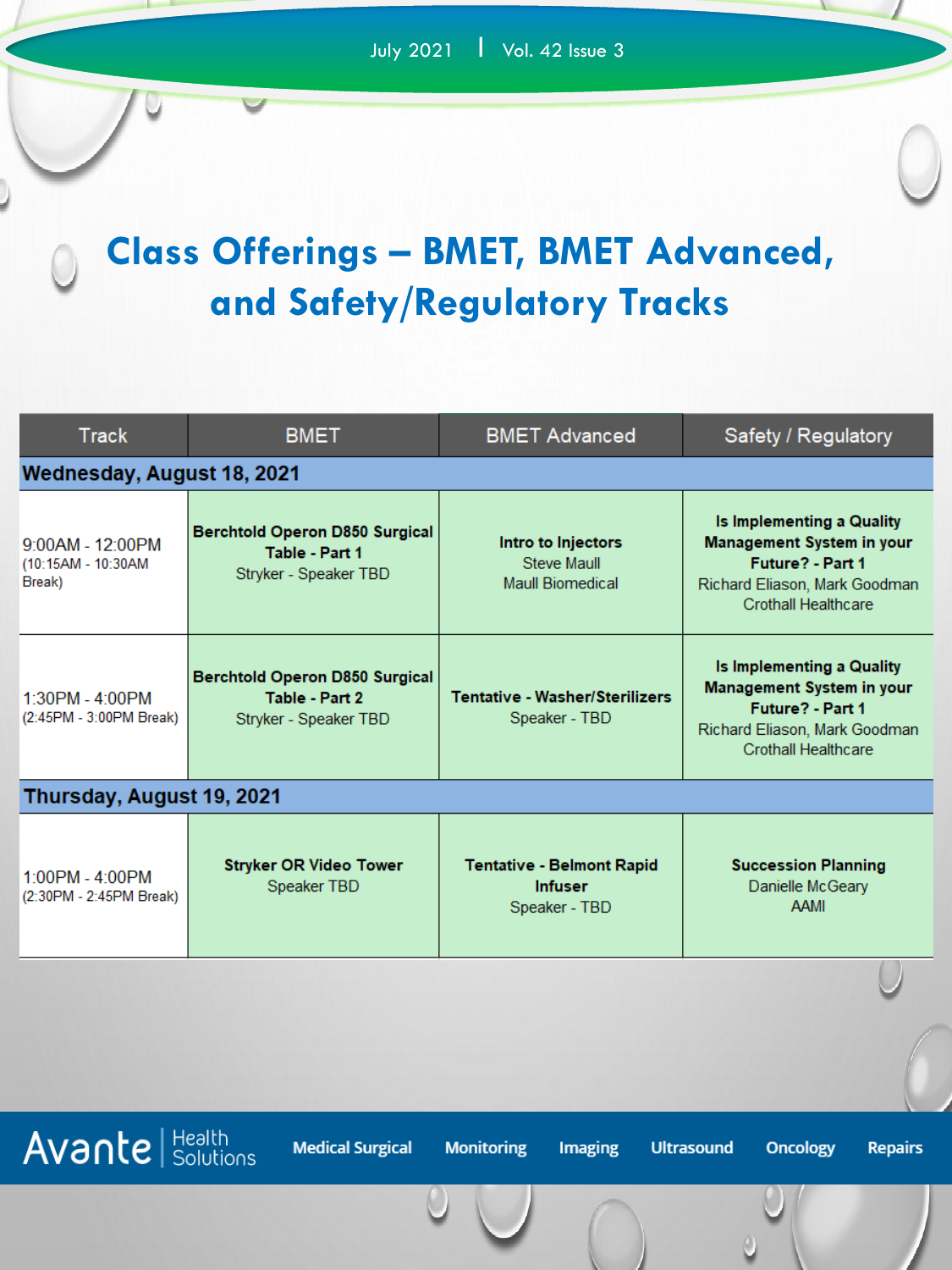# Class Offerings – BMET, BMET Advanced, and Safety/Regulatory Tracks

| Track | BMET | BMET Advanced | Safety / Regulatory |
|---|---|---|---|
| **Wednesday, August 18, 2021** | | | |
| 9:00AM - 12:00PM (10:15AM - 10:30AM Break) | **Berchtold Operon D850 Surgical Table - Part 1** Stryker - Speaker TBD | **Intro to Injectors** Steve Maull Maull Biomedical | **Is Implementing a Quality Management System in your Future? - Part 1** Richard Eliason, Mark Goodman Crothall Healthcare |
| 1:30PM - 4:00PM (2:45PM - 3:00PM Break) | **Berchtold Operon D850 Surgical Table - Part 2** Stryker - Speaker TBD | **Tentative - Washer/Sterilizers** Speaker - TBD | **Is Implementing a Quality Management System in your Future? - Part 1** Richard Eliason, Mark Goodman Crothall Healthcare |
| **Thursday, August 19, 2021** | | | |
| 1:00PM - 4:00PM (2:30PM - 2:45PM Break) | **Stryker OR Video Tower** Speaker TBD | **Tentative - Belmont Rapid Infuser** Speaker - TBD | **Succession Planning** Danielle McGeary AAMI |

Avante Health Solutions | Medical Surgical | Monitoring | Imaging | Ultrasound | Oncology | Repairs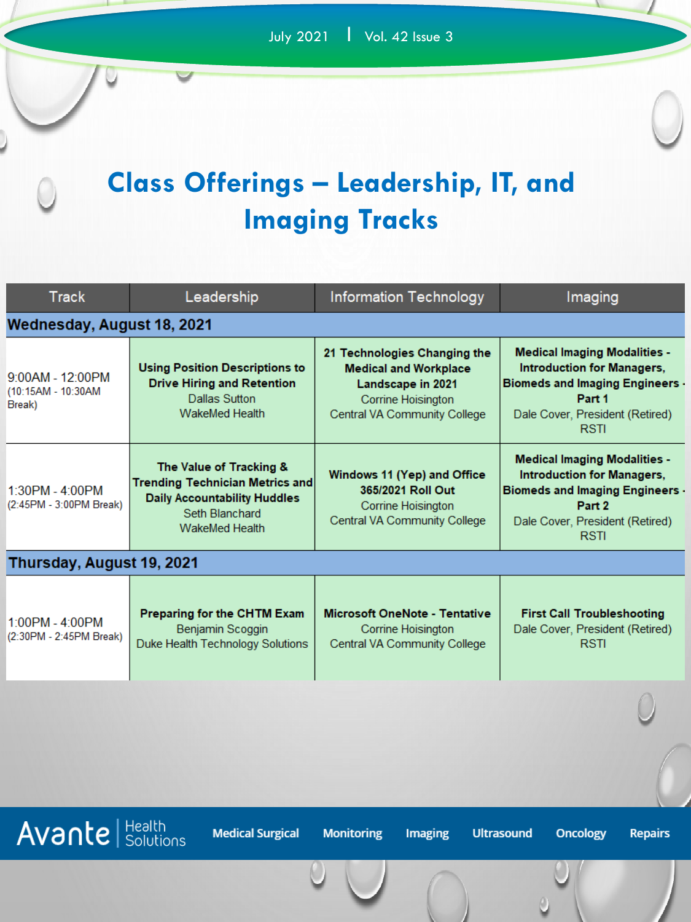# Class Offerings – Leadership, IT, and Imaging Tracks

| Track | Leadership | Information Technology | Imaging |
|---|---|---|---|
| **Wednesday, August 18, 2021** | | | |
| 9:00AM - 12:00PM (10:15AM - 10:30AM Break) | **Using Position Descriptions to Drive Hiring and Retention** Dallas Sutton WakeMed Health | **21 Technologies Changing the Medical and Workplace Landscape in 2021** Corrine Hoisington Central VA Community College | **Medical Imaging Modalities - Introduction for Managers, Biomeds and Imaging Engineers - Part 1** Dale Cover, President (Retired) RSTI |
| 1:30PM - 4:00PM (2:45PM - 3:00PM Break) | **The Value of Tracking & Trending Technician Metrics and Daily Accountability Huddles** Seth Blanchard WakeMed Health | **Windows 11 (Yep) and Office 365/2021 Roll Out** Corrine Hoisington Central VA Community College | **Medical Imaging Modalities - Introduction for Managers, Biomeds and Imaging Engineers - Part 2** Dale Cover, President (Retired) RSTI |
| **Thursday, August 19, 2021** | | | |
| 1:00PM - 4:00PM (2:30PM - 2:45PM Break) | **Preparing for the CHTM Exam** Benjamin Scoggin Duke Health Technology Solutions | **Microsoft OneNote - Tentative** Corrine Hoisington Central VA Community College | **First Call Troubleshooting** Dale Cover, President (Retired) RSTI |

Avante Health Solutions | Medical Surgical | Monitoring | Imaging | Ultrasound | Oncology | Repairs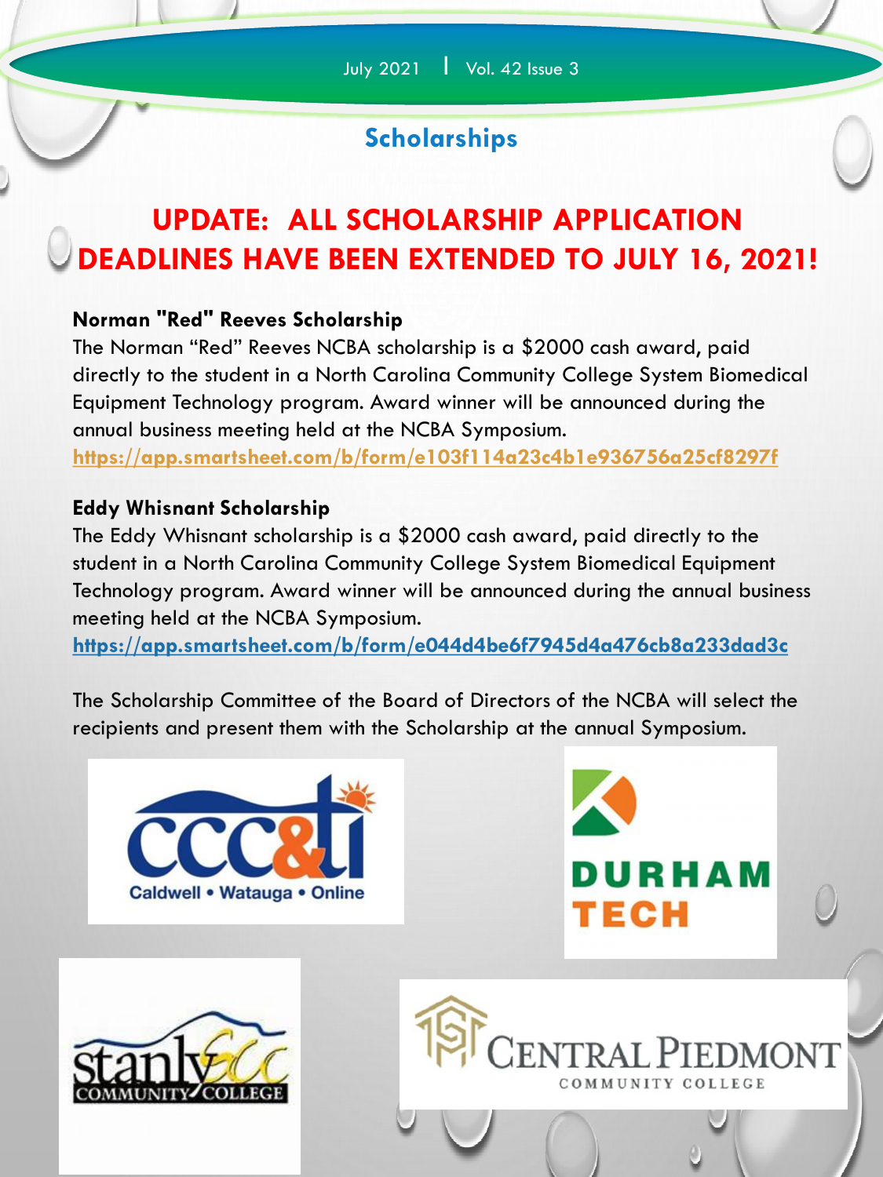## Scholarships

# UPDATE: ALL SCHOLARSHIP APPLICATION DEADLINES HAVE BEEN EXTENDED TO JULY 16, 2021!

**Norman "Red" Reeves Scholarship**

The Norman "Red" Reeves NCBA scholarship is a $2000 cash award, paid directly to the student in a North Carolina Community College System Biomedical Equipment Technology program. Award winner will be announced during the annual business meeting held at the NCBA Symposium.

https://app.smartsheet.com/b/form/e103f114a23c4b1e936756a25cf8297f

**Eddy Whisnant Scholarship**

The Eddy Whisnant scholarship is a $2000 cash award, paid directly to the student in a North Carolina Community College System Biomedical Equipment Technology program. Award winner will be announced during the annual business meeting held at the NCBA Symposium.

https://app.smartsheet.com/b/form/e044d4be6f7945d4a476cb8a233dad3c

The Scholarship Committee of the Board of Directors of the NCBA will select the recipients and present them with the Scholarship at the annual Symposium.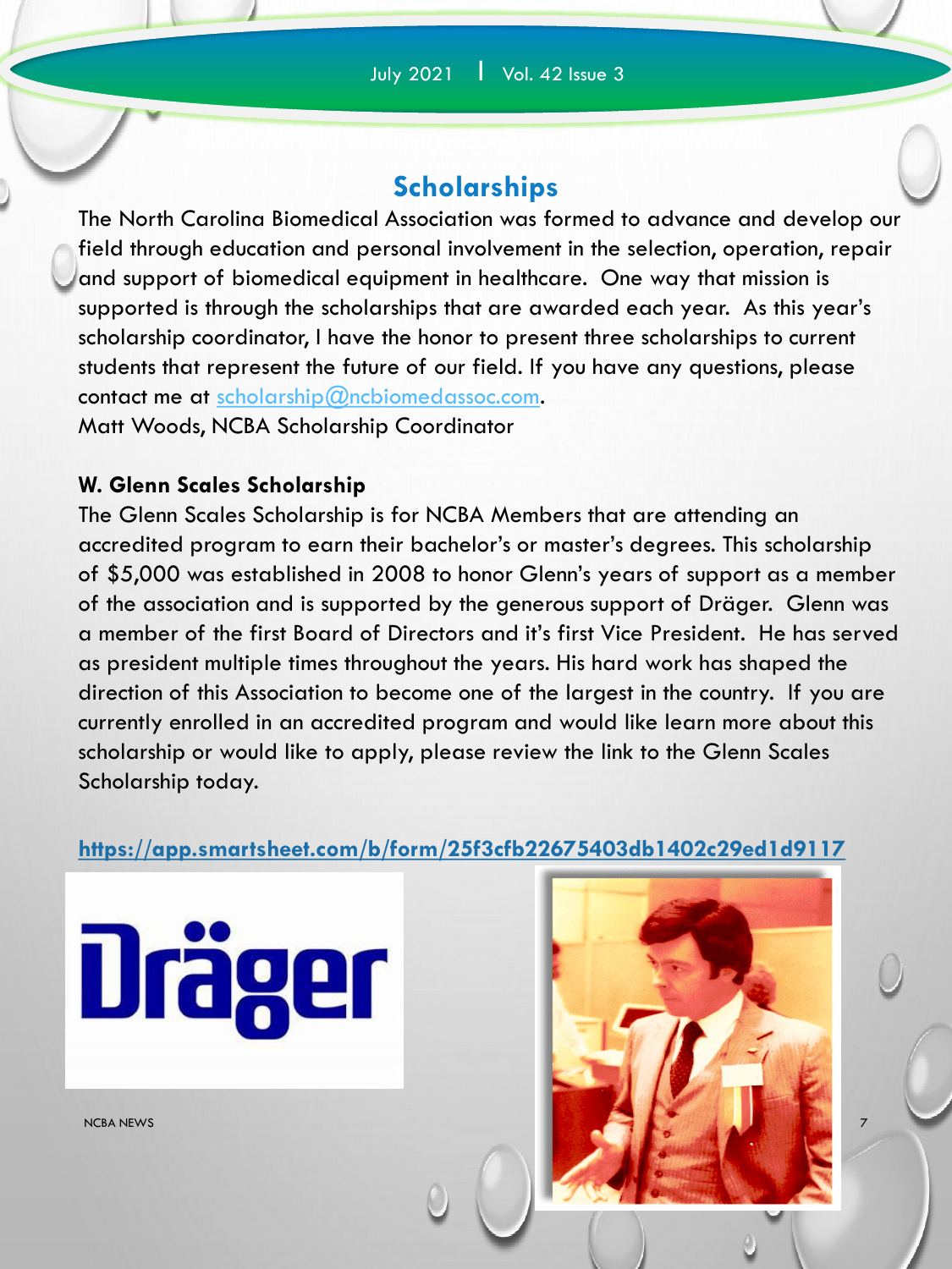## Scholarships

The North Carolina Biomedical Association was formed to advance and develop our field through education and personal involvement in the selection, operation, repair and support of biomedical equipment in healthcare. One way that mission is supported is through the scholarships that are awarded each year. As this year's scholarship coordinator, I have the honor to present three scholarships to current students that represent the future of our field. If you have any questions, please contact me at scholarship@ncbiomedassoc.com.

Matt Woods, NCBA Scholarship Coordinator

**W. Glenn Scales Scholarship**

The Glenn Scales Scholarship is for NCBA Members that are attending an accredited program to earn their bachelor's or master's degrees. This scholarship of $5,000 was established in 2008 to honor Glenn's years of support as a member of the association and is supported by the generous support of Dräger. Glenn was a member of the first Board of Directors and it's first Vice President. He has served as president multiple times throughout the years. His hard work has shaped the direction of this Association to become one of the largest in the country. If you are currently enrolled in an accredited program and would like learn more about this scholarship or would like to apply, please review the link to the Glenn Scales Scholarship today.

**https://app.smartsheet.com/b/form/25f3cfb22675403db1402c29ed1d9117**

Dräger